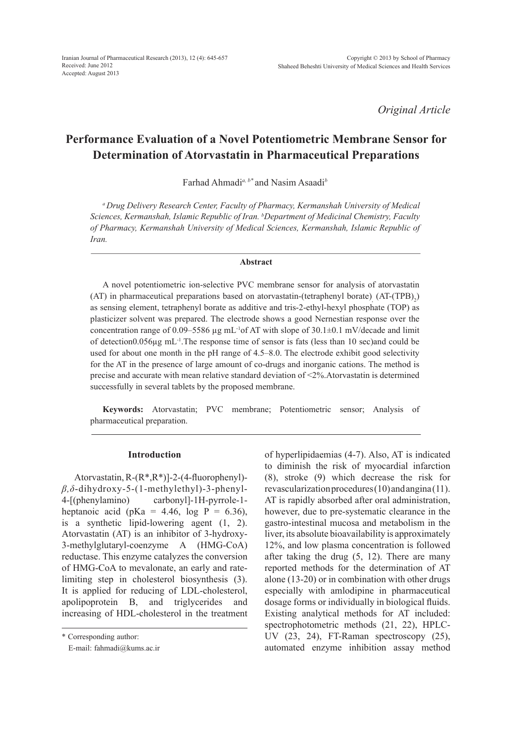*Original Article*

# Performance Evaluation of a Novel Potentiometric Membrane Sensor for Determination of Atorvastatin in Pharmaceutical Preparations

Farhad Ahmadi[a, b*] and Nasim Asaadi[b]

*[a] Drug Delivery Research Center, Faculty of Pharmacy, Kermanshah University of Medical Sciences, Kermanshah, Islamic Republic of Iran. [b]Department of Medicinal Chemistry, Faculty of Pharmacy, Kermanshah University of Medical Sciences, Kermanshah, Islamic Republic of Iran.*

## Abstract

A novel potentiometric ion-selective PVC membrane sensor for analysis of atorvastatin (AT) in pharmaceutical preparations based on atorvastatin-(tetraphenyl borate), (AT-$(TPB)_2$) as sensing element, tetraphenyl borate as additive and tris-2-ethyl-hexyl phosphate (TOP) as plasticizer solvent was prepared. The electrode shows a good Nernestian response over the concentration range of 0.09–5586 µg $mL^{-1}$of AT with slope of 30.1±0.1 mV/decade and limit of detection0.056µg $mL^{-1}$.The response time of sensor is fats (less than 10 sec)and could be used for about one month in the pH range of 4.5–8.0. The electrode exhibit good selectivity for the AT in the presence of large amount of co-drugs and inorganic cations. The method is precise and accurate with mean relative standard deviation of <2%.Atorvastatin is determined successfully in several tablets by the proposed membrane.

**Keywords:** Atorvastatin; PVC membrane; Potentiometric sensor; Analysis of pharmaceutical preparation.

## Introduction

Atorvastatin, R-(R*,R*)]-2-(4-fluorophenyl)-*β,δ*-dihydroxy-5-(1-methylethyl)-3-phenyl-4-[(phenylamino) carbonyl]-1H-pyrrole-1-heptanoic acid (pKa = 4.46, log P = 6.36), is a synthetic lipid-lowering agent (1, 2). Atorvastatin (AT) is an inhibitor of 3-hydroxy-3-methylglutaryl-coenzyme A (HMG-CoA) reductase. This enzyme catalyzes the conversion of HMG-CoA to mevalonate, an early and rate-limiting step in cholesterol biosynthesis (3). It is applied for reducing of LDL-cholesterol, apolipoprotein B, and triglycerides and increasing of HDL-cholesterol in the treatment of hyperlipidaemias (4-7). Also, AT is indicated to diminish the risk of myocardial infarction (8), stroke (9) which decrease the risk for revascularization procedures (10) and angina (11). AT is rapidly absorbed after oral administration, however, due to pre-systematic clearance in the gastro-intestinal mucosa and metabolism in the liver, its absolute bioavailability is approximately 12%, and low plasma concentration is followed after taking the drug (5, 12). There are many reported methods for the determination of AT alone (13-20) or in combination with other drugs especially with amlodipine in pharmaceutical dosage forms or individually in biological fluids. Existing analytical methods for AT included: spectrophotometric methods (21, 22), HPLC-UV (23, 24), FT-Raman spectroscopy (25), automated enzyme inhibition assay method

\* Corresponding author:

E-mail: fahmadi@kums.ac.ir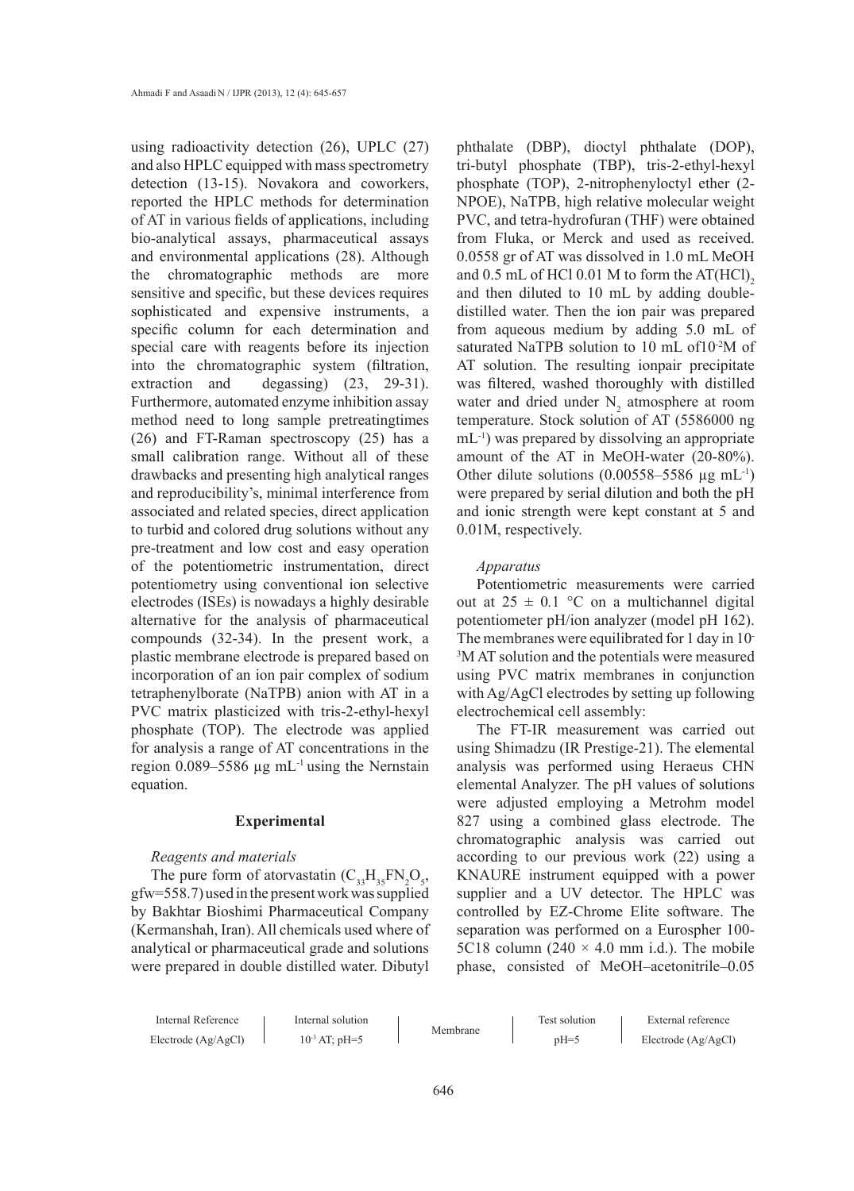using radioactivity detection (26), UPLC (27) and also HPLC equipped with mass spectrometry detection (13-15). Novakora and coworkers, reported the HPLC methods for determination of AT in various fields of applications, including bio-analytical assays, pharmaceutical assays and environmental applications (28). Although the chromatographic methods are more sensitive and specific, but these devices requires sophisticated and expensive instruments, a specific column for each determination and special care with reagents before its injection into the chromatographic system (filtration, extraction and degassing) (23, 29-31). Furthermore, automated enzyme inhibition assay method need to long sample pretreatingtimes (26) and FT-Raman spectroscopy (25) has a small calibration range. Without all of these drawbacks and presenting high analytical ranges and reproducibility's, minimal interference from associated and related species, direct application to turbid and colored drug solutions without any pre-treatment and low cost and easy operation of the potentiometric instrumentation, direct potentiometry using conventional ion selective electrodes (ISEs) is nowadays a highly desirable alternative for the analysis of pharmaceutical compounds (32-34). In the present work, a plastic membrane electrode is prepared based on incorporation of an ion pair complex of sodium tetraphenylborate (NaTPB) anion with AT in a PVC matrix plasticized with tris-2-ethyl-hexyl phosphate (TOP). The electrode was applied for analysis a range of AT concentrations in the region 0.089–5586 µg mL$^{-1}$ using the Nernstain equation.

## Experimental

*Reagents and materials*

The pure form of atorvastatin ($C_{33}H_{35}FN_2O_5$, gfw=558.7) used in the present work was supplied by Bakhtar Bioshimi Pharmaceutical Company (Kermanshah, Iran). All chemicals used where of analytical or pharmaceutical grade and solutions were prepared in double distilled water. Dibutyl phthalate (DBP), dioctyl phthalate (DOP), tri-butyl phosphate (TBP), tris-2-ethyl-hexyl phosphate (TOP), 2-nitrophenyloctyl ether (2-NPOE), NaTPB, high relative molecular weight PVC, and tetra-hydrofuran (THF) were obtained from Fluka, or Merck and used as received. 0.0558 gr of AT was dissolved in 1.0 mL MeOH and 0.5 mL of HCl 0.01 M to form the $AT(HCl)_2$ and then diluted to 10 mL by adding double-distilled water. Then the ion pair was prepared from aqueous medium by adding 5.0 mL of saturated NaTPB solution to 10 mL of$10^{-2}$M of AT solution. The resulting ionpair precipitate was filtered, washed thoroughly with distilled water and dried under $N_2$ atmosphere at room temperature. Stock solution of AT (5586000 ng mL$^{-1}$) was prepared by dissolving an appropriate amount of the AT in MeOH-water (20-80%). Other dilute solutions (0.00558–5586 µg mL$^{-1}$) were prepared by serial dilution and both the pH and ionic strength were kept constant at 5 and 0.01M, respectively.

*Apparatus*

Potentiometric measurements were carried out at 25 ± 0.1 °C on a multichannel digital potentiometer pH/ion analyzer (model pH 162). The membranes were equilibrated for 1 day in $10^{-3}$M AT solution and the potentials were measured using PVC matrix membranes in conjunction with Ag/AgCl electrodes by setting up following electrochemical cell assembly:

| Internal Reference Electrode (Ag/AgCl) | Internal solution $10^{-3}$ AT; pH=5 | Membrane | Test solution pH=5 | External reference Electrode (Ag/AgCl) |
|---|---|---|---|---|

The FT-IR measurement was carried out using Shimadzu (IR Prestige-21). The elemental analysis was performed using Heraeus CHN elemental Analyzer. The pH values of solutions were adjusted employing a Metrohm model 827 using a combined glass electrode. The chromatographic analysis was carried out according to our previous work (22) using a KNAURE instrument equipped with a power supplier and a UV detector. The HPLC was controlled by EZ-Chrome Elite software. The separation was performed on a Eurospher 100-5C18 column (240 × 4.0 mm i.d.). The mobile phase, consisted of MeOH–acetonitrile–0.05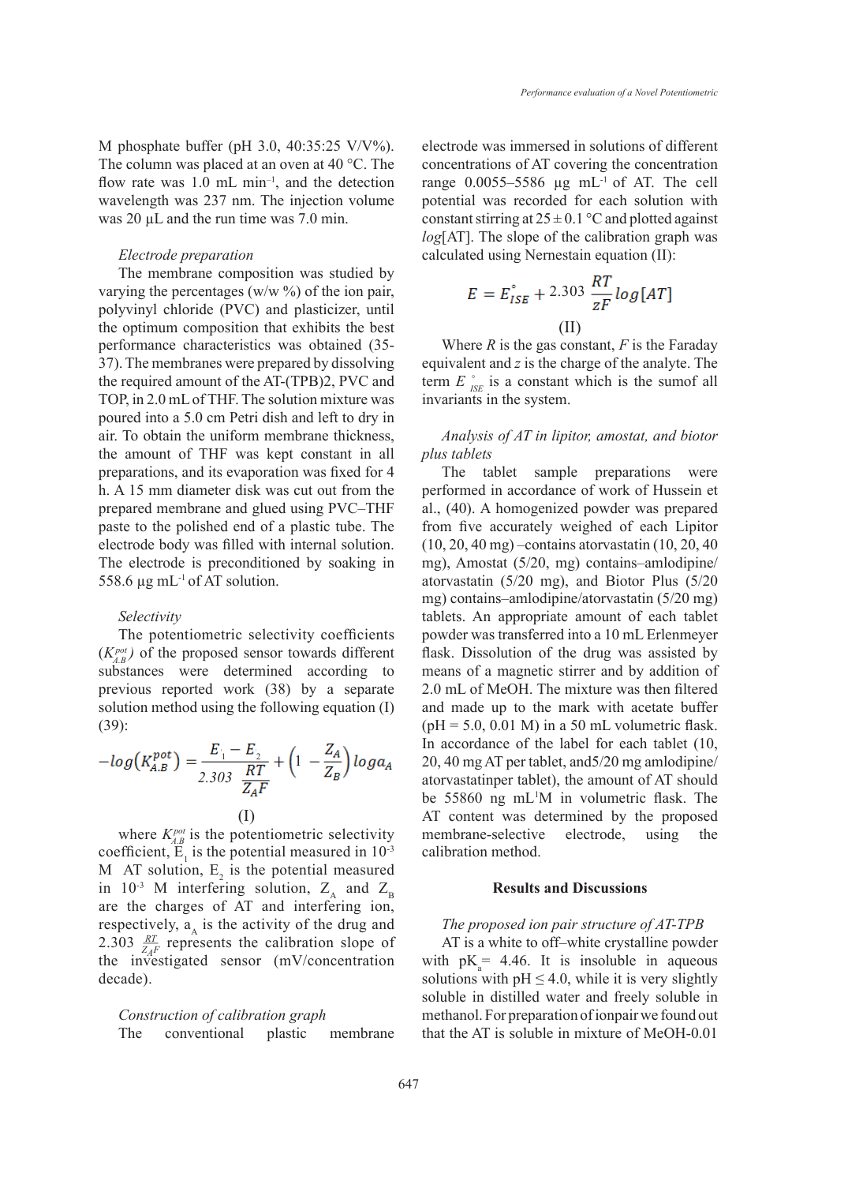M phosphate buffer (pH 3.0, 40:35:25 V/V%). The column was placed at an oven at 40 °C. The flow rate was 1.0 mL min$^{-1}$, and the detection wavelength was 237 nm. The injection volume was 20 µL and the run time was 7.0 min.

*Electrode preparation*

The membrane composition was studied by varying the percentages (w/w %) of the ion pair, polyvinyl chloride (PVC) and plasticizer, until the optimum composition that exhibits the best performance characteristics was obtained (35-37). The membranes were prepared by dissolving the required amount of the AT-(TPB)2, PVC and TOP, in 2.0 mL of THF. The solution mixture was poured into a 5.0 cm Petri dish and left to dry in air. To obtain the uniform membrane thickness, the amount of THF was kept constant in all preparations, and its evaporation was fixed for 4 h. A 15 mm diameter disk was cut out from the prepared membrane and glued using PVC–THF paste to the polished end of a plastic tube. The electrode body was filled with internal solution. The electrode is preconditioned by soaking in 558.6 µg mL$^{-1}$ of AT solution.

*Selectivity*

The potentiometric selectivity coefficients ($K^{pot}_{A,B}$) of the proposed sensor towards different substances were determined according to previous reported work (38) by a separate solution method using the following equation (I) (39):

$$-log\left(K^{pot}_{A.B}\right) = \frac{E_1 - E_2}{2.303\ \frac{RT}{Z_A F}} + \left(1 - \frac{Z_A}{Z_B}\right) log a_A$$

(I)

where $K^{pot}_{A.B}$ is the potentiometric selectivity coefficient, $E_1$ is the potential measured in $10^{-3}$ M AT solution, $E_2$ is the potential measured in $10^{-3}$ M interfering solution, $Z_A$ and $Z_B$ are the charges of AT and interfering ion, respectively, $a_A$ is the activity of the drug and $2.303\ \frac{RT}{Z_A F}$ represents the calibration slope of the investigated sensor (mV/concentration decade).

*Construction of calibration graph*

The conventional plastic membrane electrode was immersed in solutions of different concentrations of AT covering the concentration range 0.0055–5586 µg mL$^{-1}$ of AT. The cell potential was recorded for each solution with constant stirring at 25 ± 0.1 °C and plotted against *log*[AT]. The slope of the calibration graph was calculated using Nernestain equation (II):

$$E = E^{\circ}_{ISE} + 2.303\ \frac{RT}{zF} log[AT]$$

(II)

Where *R* is the gas constant, *F* is the Faraday equivalent and *z* is the charge of the analyte. The term $E^{\circ}_{ISE}$ is a constant which is the sumof all invariants in the system.

*Analysis of AT in lipitor, amostat, and biotor plus tablets*

The tablet sample preparations were performed in accordance of work of Hussein et al., (40). A homogenized powder was prepared from five accurately weighed of each Lipitor (10, 20, 40 mg) –contains atorvastatin (10, 20, 40 mg), Amostat (5/20, mg) contains–amlodipine/atorvastatin (5/20 mg), and Biotor Plus (5/20 mg) contains–amlodipine/atorvastatin (5/20 mg) tablets. An appropriate amount of each tablet powder was transferred into a 10 mL Erlenmeyer flask. Dissolution of the drug was assisted by means of a magnetic stirrer and by addition of 2.0 mL of MeOH. The mixture was then filtered and made up to the mark with acetate buffer (pH = 5.0, 0.01 M) in a 50 mL volumetric flask. In accordance of the label for each tablet (10, 20, 40 mg AT per tablet, and5/20 mg amlodipine/atorvastatinper tablet), the amount of AT should be 55860 ng mL$^{-1}$M in volumetric flask. The AT content was determined by the proposed membrane-selective electrode, using the calibration method.

## Results and Discussions

*The proposed ion pair structure of AT-TPB*

AT is a white to off–white crystalline powder with $pK_a$ = 4.46. It is insoluble in aqueous solutions with pH ≤ 4.0, while it is very slightly soluble in distilled water and freely soluble in methanol. For preparation of ionpair we found out that the AT is soluble in mixture of MeOH-0.01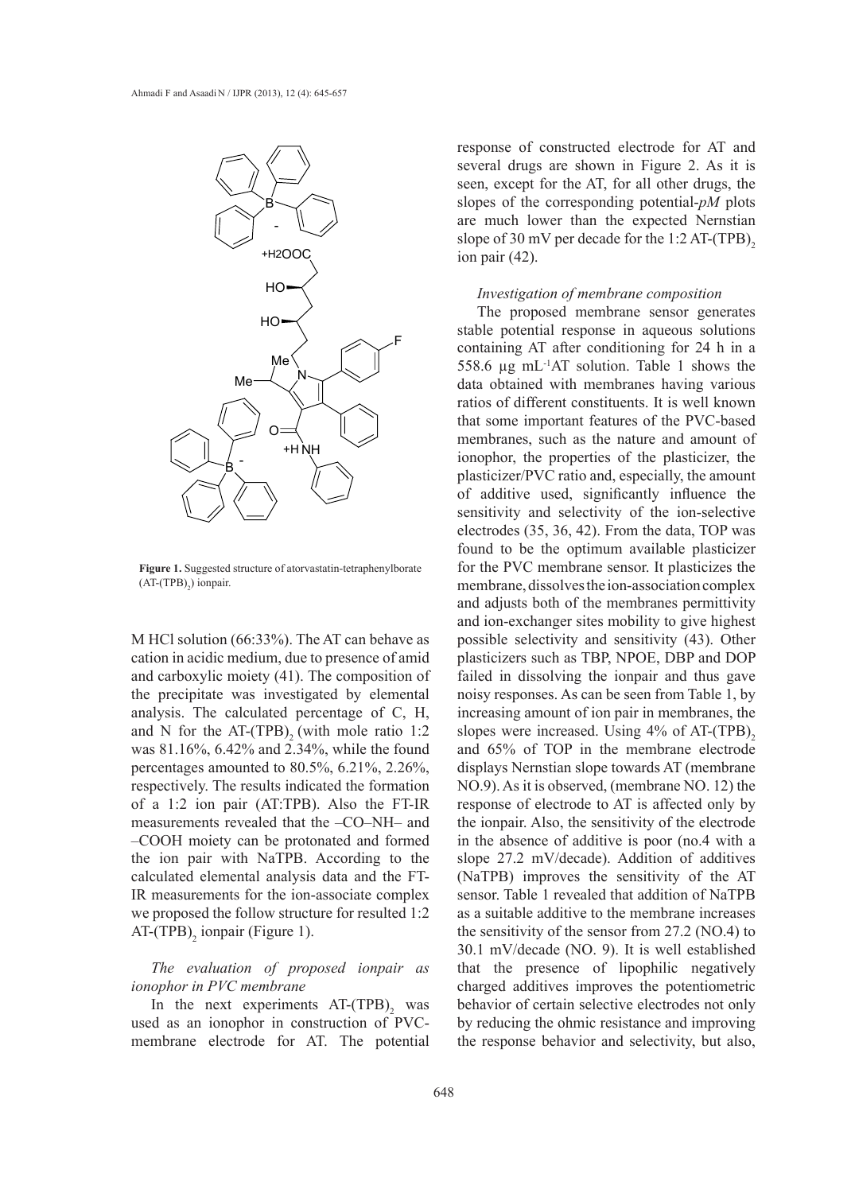**Figure 1.** Suggested structure of atorvastatin-tetraphenylborate ($AT\text{-}(TPB)_2$) ionpair.

M HCl solution (66:33%). The AT can behave as cation in acidic medium, due to presence of amid and carboxylic moiety (41). The composition of the precipitate was investigated by elemental analysis. The calculated percentage of C, H, and N for the $AT\text{-}(TPB)_2$ (with mole ratio 1:2 was 81.16%, 6.42% and 2.34%, while the found percentages amounted to 80.5%, 6.21%, 2.26%, respectively. The results indicated the formation of a 1:2 ion pair (AT:TPB). Also the FT-IR measurements revealed that the –CO–NH– and –COOH moiety can be protonated and formed the ion pair with NaTPB. According to the calculated elemental analysis data and the FT-IR measurements for the ion-associate complex we proposed the follow structure for resulted 1:2 $AT\text{-}(TPB)_2$ ionpair (Figure 1).

*The evaluation of proposed ionpair as ionophor in PVC membrane*

In the next experiments $AT\text{-}(TPB)_2$ was used as an ionophor in construction of PVC-membrane electrode for AT. The potential response of constructed electrode for AT and several drugs are shown in Figure 2. As it is seen, except for the AT, for all other drugs, the slopes of the corresponding potential-*pM* plots are much lower than the expected Nernstian slope of 30 mV per decade for the 1:2 $AT\text{-}(TPB)_2$ ion pair (42).

*Investigation of membrane composition*

The proposed membrane sensor generates stable potential response in aqueous solutions containing AT after conditioning for 24 h in a 558.6 μg $mL^{-1}$AT solution. Table 1 shows the data obtained with membranes having various ratios of different constituents. It is well known that some important features of the PVC-based membranes, such as the nature and amount of ionophor, the properties of the plasticizer, the plasticizer/PVC ratio and, especially, the amount of additive used, significantly influence the sensitivity and selectivity of the ion-selective electrodes (35, 36, 42). From the data, TOP was found to be the optimum available plasticizer for the PVC membrane sensor. It plasticizes the membrane, dissolves the ion-association complex and adjusts both of the membranes permittivity and ion-exchanger sites mobility to give highest possible selectivity and sensitivity (43). Other plasticizers such as TBP, NPOE, DBP and DOP failed in dissolving the ionpair and thus gave noisy responses. As can be seen from Table 1, by increasing amount of ion pair in membranes, the slopes were increased. Using 4% of $AT\text{-}(TPB)_2$ and 65% of TOP in the membrane electrode displays Nernstian slope towards AT (membrane NO.9). As it is observed, (membrane NO. 12) the response of electrode to AT is affected only by the ionpair. Also, the sensitivity of the electrode in the absence of additive is poor (no.4 with a slope 27.2 mV/decade). Addition of additives (NaTPB) improves the sensitivity of the AT sensor. Table 1 revealed that addition of NaTPB as a suitable additive to the membrane increases the sensitivity of the sensor from 27.2 (NO.4) to 30.1 mV/decade (NO. 9). It is well established that the presence of lipophilic negatively charged additives improves the potentiometric behavior of certain selective electrodes not only by reducing the ohmic resistance and improving the response behavior and selectivity, but also,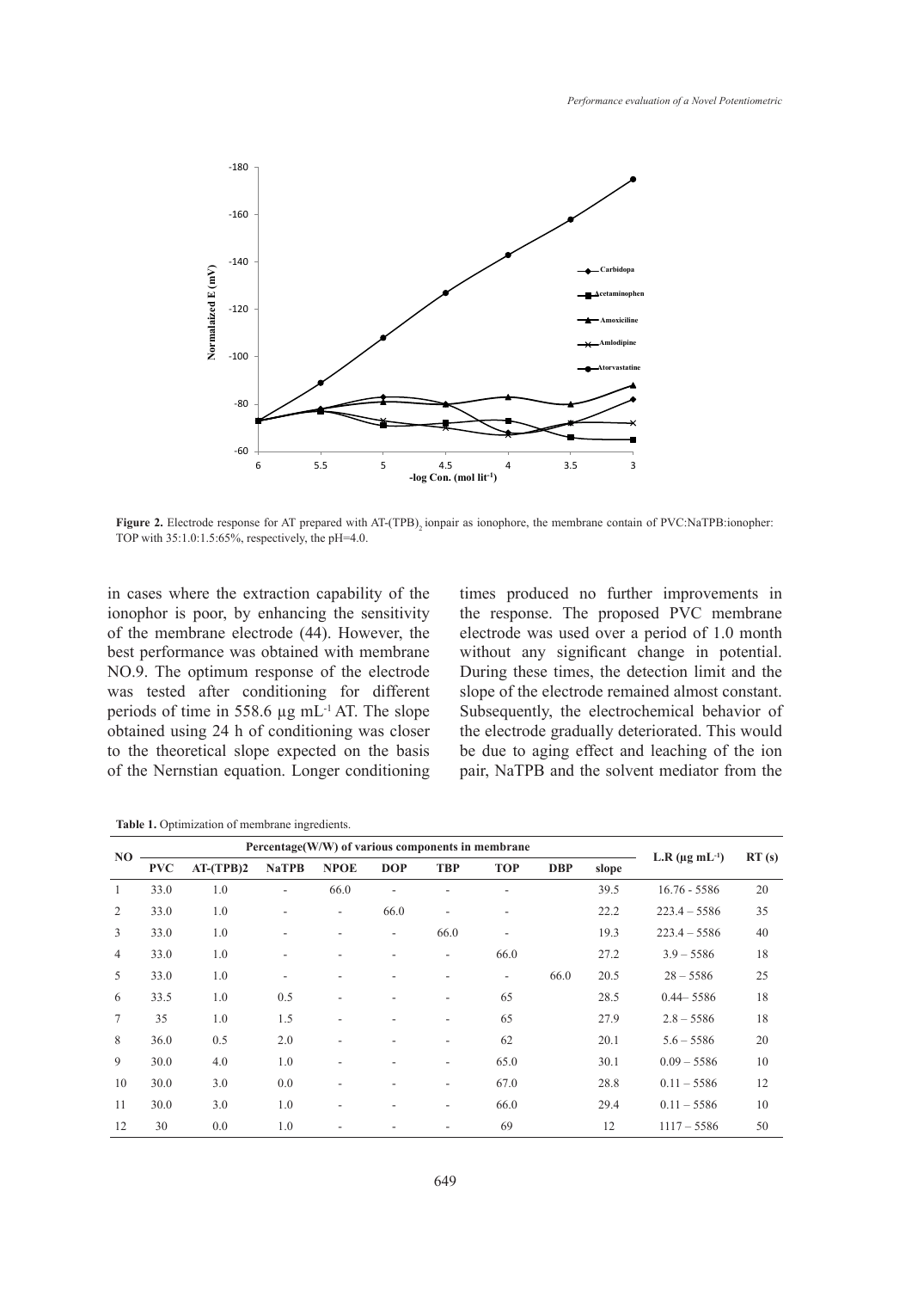**Figure 2.** Electrode response for AT prepared with AT-$(TPB)_2$ ionpair as ionophore, the membrane contain of PVC:NaTPB:ionopher: TOP with 35:1.0:1.5:65%, respectively, the pH=4.0.

in cases where the extraction capability of the ionophor is poor, by enhancing the sensitivity of the membrane electrode (44). However, the best performance was obtained with membrane NO.9. The optimum response of the electrode was tested after conditioning for different periods of time in 558.6 µg $mL^{-1}$ AT. The slope obtained using 24 h of conditioning was closer to the theoretical slope expected on the basis of the Nernstian equation. Longer conditioning times produced no further improvements in the response. The proposed PVC membrane electrode was used over a period of 1.0 month without any significant change in potential. During these times, the detection limit and the slope of the electrode remained almost constant. Subsequently, the electrochemical behavior of the electrode gradually deteriorated. This would be due to aging effect and leaching of the ion pair, NaTPB and the solvent mediator from the

**Table 1.** Optimization of membrane ingredients.

| NO | Percentage(W/W) of various components in membrane | | | | | | | | | L.R (µg $mL^{-1}$) | RT (s) |
|---|---|---|---|---|---|---|---|---|---|---|---|
| | PVC | AT-(TPB)2 | NaTPB | NPOE | DOP | TBP | TOP | DBP | slope | | |
| 1 | 33.0 | 1.0 | - | 66.0 | - | - | - | | 39.5 | 16.76 - 5586 | 20 |
| 2 | 33.0 | 1.0 | - | - | 66.0 | - | - | | 22.2 | 223.4 – 5586 | 35 |
| 3 | 33.0 | 1.0 | - | - | - | 66.0 | - | | 19.3 | 223.4 – 5586 | 40 |
| 4 | 33.0 | 1.0 | - | - | - | - | 66.0 | | 27.2 | 3.9 – 5586 | 18 |
| 5 | 33.0 | 1.0 | - | - | - | - | - | 66.0 | 20.5 | 28 – 5586 | 25 |
| 6 | 33.5 | 1.0 | 0.5 | - | - | - | 65 | | 28.5 | 0.44– 5586 | 18 |
| 7 | 35 | 1.0 | 1.5 | - | - | - | 65 | | 27.9 | 2.8 – 5586 | 18 |
| 8 | 36.0 | 0.5 | 2.0 | - | - | - | 62 | | 20.1 | 5.6 – 5586 | 20 |
| 9 | 30.0 | 4.0 | 1.0 | - | - | - | 65.0 | | 30.1 | 0.09 – 5586 | 10 |
| 10 | 30.0 | 3.0 | 0.0 | - | - | - | 67.0 | | 28.8 | 0.11 – 5586 | 12 |
| 11 | 30.0 | 3.0 | 1.0 | - | - | - | 66.0 | | 29.4 | 0.11 – 5586 | 10 |
| 12 | 30 | 0.0 | 1.0 | - | - | - | 69 | | 12 | 1117 – 5586 | 50 |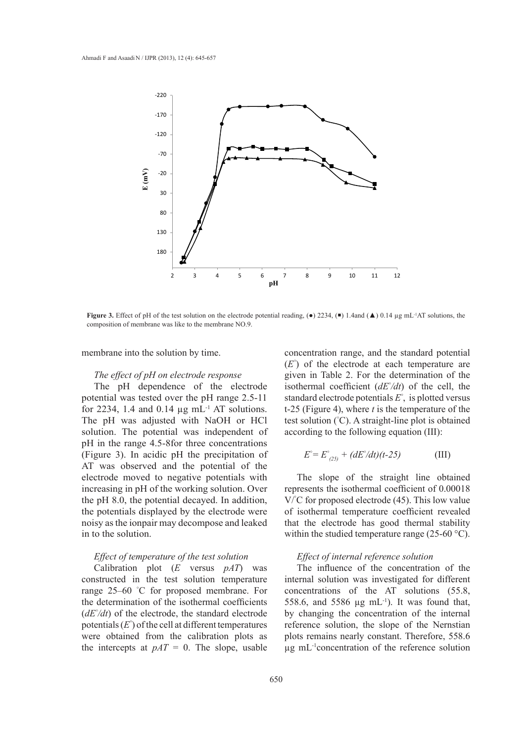**Figure 3.** Effect of pH of the test solution on the electrode potential reading, (●) 2234, (■) 1.4and (▲) 0.14 µg mL$^{-1}$AT solutions, the composition of membrane was like to the membrane NO.9.

membrane into the solution by time.

*The effect of pH on electrode response*

The pH dependence of the electrode potential was tested over the pH range 2.5-11 for 2234, 1.4 and 0.14 µg mL$^{-1}$ AT solutions. The pH was adjusted with NaOH or HCl solution. The potential was independent of pH in the range 4.5-8for three concentrations (Figure 3). In acidic pH the precipitation of AT was observed and the potential of the electrode moved to negative potentials with increasing in pH of the working solution. Over the pH 8.0, the potential decayed. In addition, the potentials displayed by the electrode were noisy as the ionpair may decompose and leaked in to the solution.

*Effect of temperature of the test solution*

Calibration plot (*E* versus *pAT*) was constructed in the test solution temperature range 25–60 °C for proposed membrane. For the determination of the isothermal coefficients ($dE^{\circ}/dt$) of the electrode, the standard electrode potentials ($E^{\circ}$) of the cell at different temperatures were obtained from the calibration plots as the intercepts at $pAT = 0$. The slope, usable concentration range, and the standard potential ($E^{\circ}$) of the electrode at each temperature are given in Table 2. For the determination of the isothermal coefficient ($dE^{\circ}/dt$) of the cell, the standard electrode potentials $E^{\circ}$, is plotted versus t-25 (Figure 4), where *t* is the temperature of the test solution (°C). A straight-line plot is obtained according to the following equation (III):

$$E^{\circ} = E^{\circ}_{(25)} + (dE^{\circ}/dt)(t-25) \qquad \text{(III)}$$

The slope of the straight line obtained represents the isothermal coefficient of 0.00018 V/°C for proposed electrode (45). This low value of isothermal temperature coefficient revealed that the electrode has good thermal stability within the studied temperature range (25-60 °C).

*Effect of internal reference solution*

The influence of the concentration of the internal solution was investigated for different concentrations of the AT solutions (55.8, 558.6, and 5586 µg mL$^{-1}$). It was found that, by changing the concentration of the internal reference solution, the slope of the Nernstian plots remains nearly constant. Therefore, 558.6 µg mL$^{-1}$concentration of the reference solution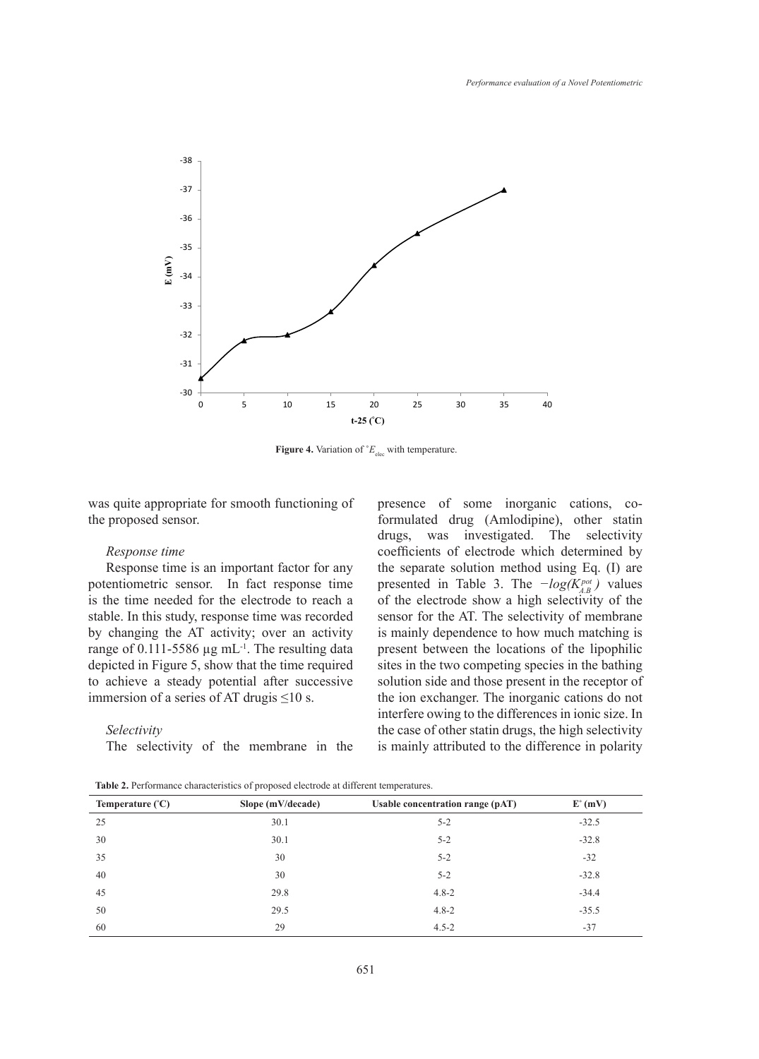Figure 4. Variation of $^{\circ}E_{elec}$ with temperature.

was quite appropriate for smooth functioning of the proposed sensor.

*Response time*

Response time is an important factor for any potentiometric sensor. In fact response time is the time needed for the electrode to reach a stable. In this study, response time was recorded by changing the AT activity; over an activity range of 0.111-5586 µg mL$^{-1}$. The resulting data depicted in Figure 5, show that the time required to achieve a steady potential after successive immersion of a series of AT drugis ≤10 s.

*Selectivity*

The selectivity of the membrane in the presence of some inorganic cations, co-formulated drug (Amlodipine), other statin drugs, was investigated. The selectivity coefficients of electrode which determined by the separate solution method using Eq. (I) are presented in Table 3. The $-log(K^{pot}_{A,B})$ values of the electrode show a high selectivity of the sensor for the AT. The selectivity of membrane is mainly dependence to how much matching is present between the locations of the lipophilic sites in the two competing species in the bathing solution side and those present in the receptor of the ion exchanger. The inorganic cations do not interfere owing to the differences in ionic size. In the case of other statin drugs, the high selectivity is mainly attributed to the difference in polarity

**Table 2.** Performance characteristics of proposed electrode at different temperatures.

| Temperature (°C) | Slope (mV/decade) | Usable concentration range (pAT) | E° (mV) |
|---|---|---|---|
| 25 | 30.1 | 5-2 | -32.5 |
| 30 | 30.1 | 5-2 | -32.8 |
| 35 | 30 | 5-2 | -32 |
| 40 | 30 | 5-2 | -32.8 |
| 45 | 29.8 | 4.8-2 | -34.4 |
| 50 | 29.5 | 4.8-2 | -35.5 |
| 60 | 29 | 4.5-2 | -37 |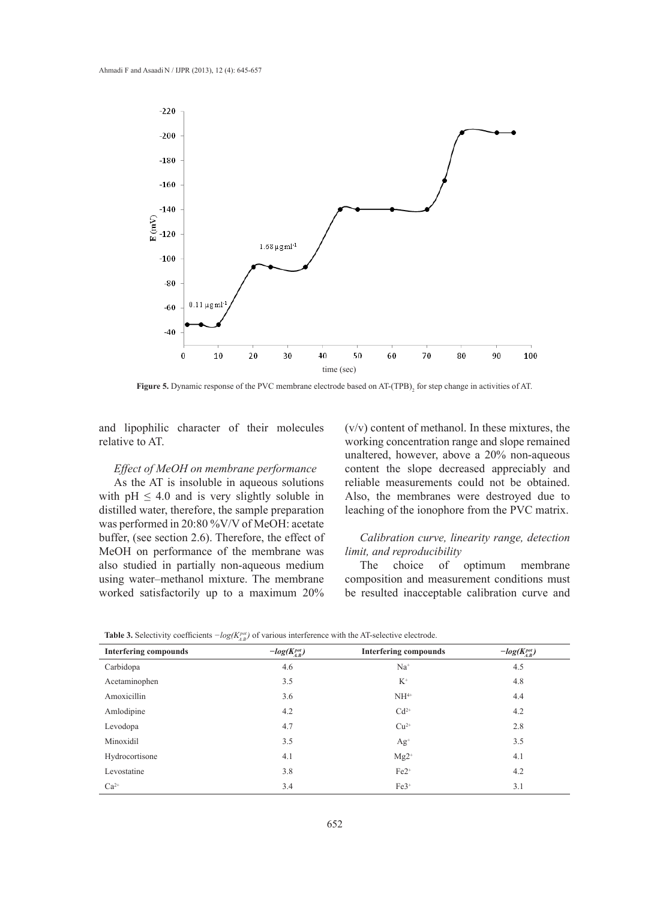**Figure 5.** Dynamic response of the PVC membrane electrode based on AT-$(TPB)_2$ for step change in activities of AT.

and lipophilic character of their molecules relative to AT.

*Effect of MeOH on membrane performance*

As the AT is insoluble in aqueous solutions with pH ≤ 4.0 and is very slightly soluble in distilled water, therefore, the sample preparation was performed in 20:80 %V/V of MeOH: acetate buffer, (see section 2.6). Therefore, the effect of MeOH on performance of the membrane was also studied in partially non-aqueous medium using water–methanol mixture. The membrane worked satisfactorily up to a maximum 20% (v/v) content of methanol. In these mixtures, the working concentration range and slope remained unaltered, however, above a 20% non-aqueous content the slope decreased appreciably and reliable measurements could not be obtained. Also, the membranes were destroyed due to leaching of the ionophore from the PVC matrix.

*Calibration curve, linearity range, detection limit, and reproducibility*

The choice of optimum membrane composition and measurement conditions must be resulted inacceptable calibration curve and

**Table 3.** Selectivity coefficients $-log(K^{pot}_{A,B})$ of various interference with the AT-selective electrode.

| Interfering compounds | $-log(K^{pot}_{A,B})$ | Interfering compounds | $-log(K^{pot}_{A,B})$ |
|---|---|---|---|
| Carbidopa | 4.6 | $Na^+$ | 4.5 |
| Acetaminophen | 3.5 | $K^+$ | 4.8 |
| Amoxicillin | 3.6 | $NH^{4+}$ | 4.4 |
| Amlodipine | 4.2 | $Cd^{2+}$ | 4.2 |
| Levodopa | 4.7 | $Cu^{2+}$ | 2.8 |
| Minoxidil | 3.5 | $Ag^+$ | 3.5 |
| Hydrocortisone | 4.1 | $Mg2^+$ | 4.1 |
| Levostatine | 3.8 | $Fe2^+$ | 4.2 |
| $Ca^{2+}$ | 3.4 | $Fe3^+$ | 3.1 |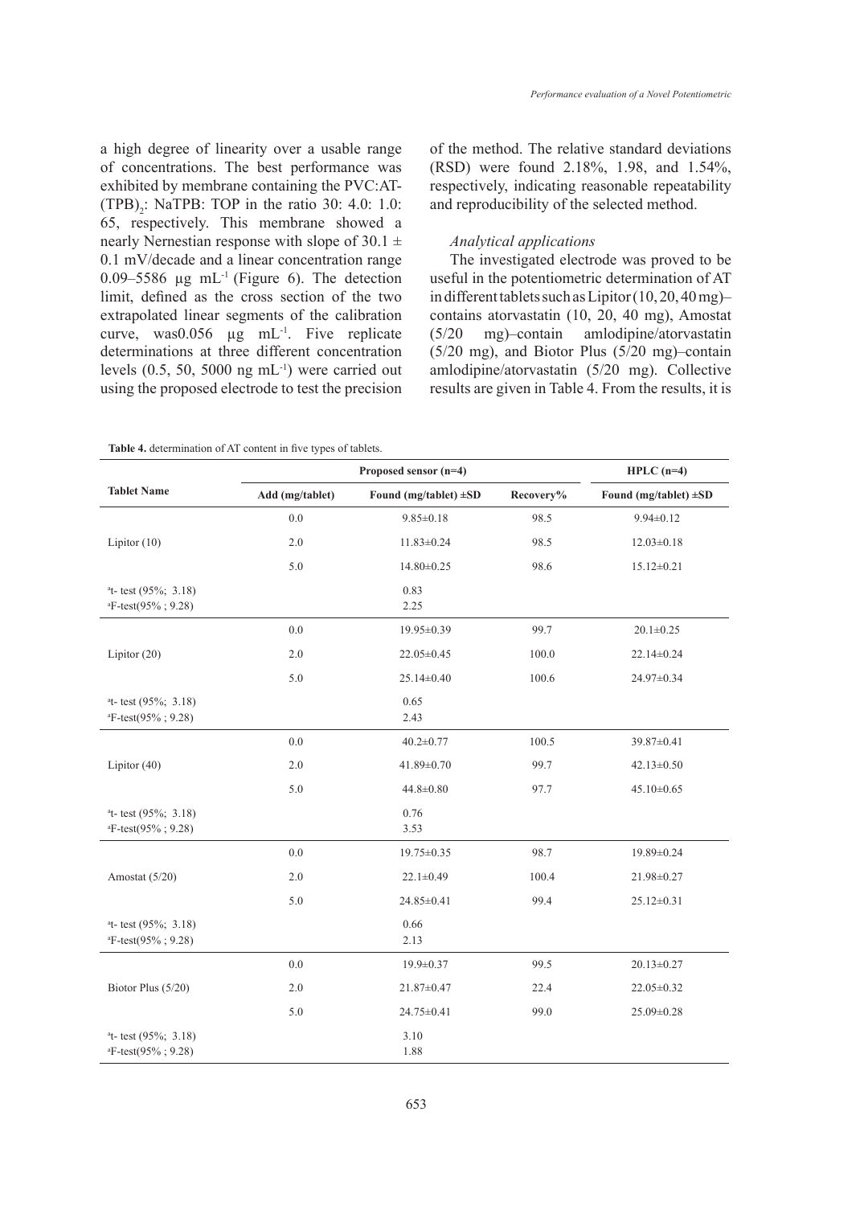a high degree of linearity over a usable range of concentrations. The best performance was exhibited by membrane containing the PVC:AT-$(TPB)_2$: NaTPB: TOP in the ratio 30: 4.0: 1.0: 65, respectively. This membrane showed a nearly Nernestian response with slope of 30.1 ± 0.1 mV/decade and a linear concentration range 0.09–5586 µg mL$^{-1}$ (Figure 6). The detection limit, defined as the cross section of the two extrapolated linear segments of the calibration curve, was0.056 µg mL$^{-1}$. Five replicate determinations at three different concentration levels (0.5, 50, 5000 ng mL$^{-1}$) were carried out using the proposed electrode to test the precision of the method. The relative standard deviations (RSD) were found 2.18%, 1.98, and 1.54%, respectively, indicating reasonable repeatability and reproducibility of the selected method.

### *Analytical applications*

The investigated electrode was proved to be useful in the potentiometric determination of AT in different tablets such as Lipitor (10, 20, 40 mg)–contains atorvastatin (10, 20, 40 mg), Amostat (5/20 mg)–contain amlodipine/atorvastatin (5/20 mg), and Biotor Plus (5/20 mg)–contain amlodipine/atorvastatin (5/20 mg). Collective results are given in Table 4. From the results, it is

**Table 4.** determination of AT content in five types of tablets.

| Tablet Name | Proposed sensor (n=4) | | | HPLC (n=4) |
|---|---|---|---|---|
| | Add (mg/tablet) | Found (mg/tablet) ±SD | Recovery% | Found (mg/tablet) ±SD |
| | 0.0 | 9.85±0.18 | 98.5 | 9.94±0.12 |
| Lipitor (10) | 2.0 | 11.83±0.24 | 98.5 | 12.03±0.18 |
| | 5.0 | 14.80±0.25 | 98.6 | 15.12±0.21 |
| [a]t- test (95%; 3.18)<br>[a]F-test(95% ; 9.28) | | 0.83<br>2.25 | | |
| | 0.0 | 19.95±0.39 | 99.7 | 20.1±0.25 |
| Lipitor (20) | 2.0 | 22.05±0.45 | 100.0 | 22.14±0.24 |
| | 5.0 | 25.14±0.40 | 100.6 | 24.97±0.34 |
| [a]t- test (95%; 3.18)<br>[a]F-test(95% ; 9.28) | | 0.65<br>2.43 | | |
| | 0.0 | 40.2±0.77 | 100.5 | 39.87±0.41 |
| Lipitor (40) | 2.0 | 41.89±0.70 | 99.7 | 42.13±0.50 |
| | 5.0 | 44.8±0.80 | 97.7 | 45.10±0.65 |
| [a]t- test (95%; 3.18)<br>[a]F-test(95% ; 9.28) | | 0.76<br>3.53 | | |
| | 0.0 | 19.75±0.35 | 98.7 | 19.89±0.24 |
| Amostat (5/20) | 2.0 | 22.1±0.49 | 100.4 | 21.98±0.27 |
| | 5.0 | 24.85±0.41 | 99.4 | 25.12±0.31 |
| [a]t- test (95%; 3.18)<br>[a]F-test(95% ; 9.28) | | 0.66<br>2.13 | | |
| | 0.0 | 19.9±0.37 | 99.5 | 20.13±0.27 |
| Biotor Plus (5/20) | 2.0 | 21.87±0.47 | 22.4 | 22.05±0.32 |
| | 5.0 | 24.75±0.41 | 99.0 | 25.09±0.28 |
| [a]t- test (95%; 3.18)<br>[a]F-test(95% ; 9.28) | | 3.10<br>1.88 | | |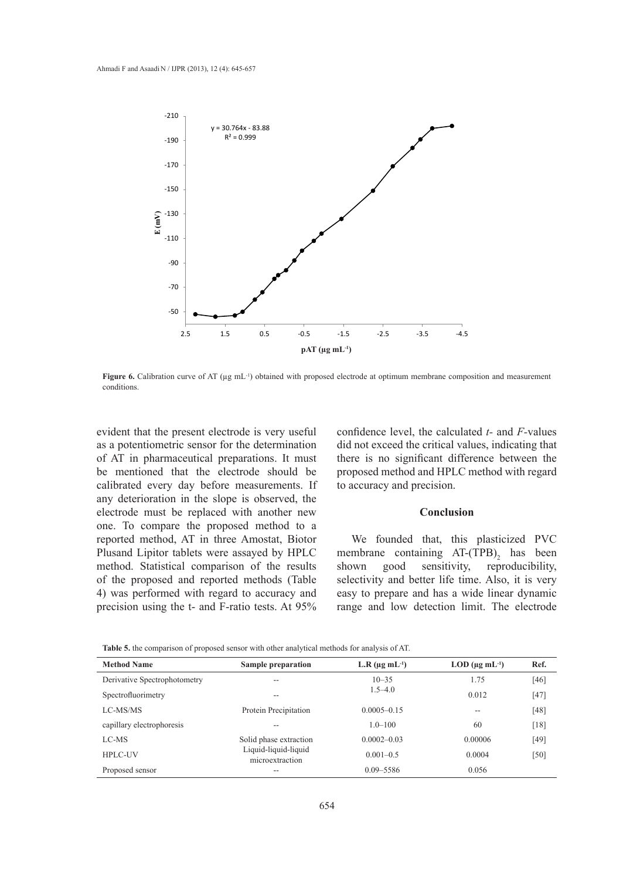**Figure 6.** Calibration curve of AT (μg mL$^{-1}$) obtained with proposed electrode at optimum membrane composition and measurement conditions.

evident that the present electrode is very useful as a potentiometric sensor for the determination of AT in pharmaceutical preparations. It must be mentioned that the electrode should be calibrated every day before measurements. If any deterioration in the slope is observed, the electrode must be replaced with another new one. To compare the proposed method to a reported method, AT in three Amostat, Biotor Plusand Lipitor tablets were assayed by HPLC method. Statistical comparison of the results of the proposed and reported methods (Table 4) was performed with regard to accuracy and precision using the t- and F-ratio tests. At 95% confidence level, the calculated *t*- and *F*-values did not exceed the critical values, indicating that there is no significant difference between the proposed method and HPLC method with regard to accuracy and precision.

## Conclusion

We founded that, this plasticized PVC membrane containing AT-$(TPB)_2$ has been shown good sensitivity, reproducibility, selectivity and better life time. Also, it is very easy to prepare and has a wide linear dynamic range and low detection limit. The electrode

**Table 5.** the comparison of proposed sensor with other analytical methods for analysis of AT.

| Method Name | Sample preparation | L.R (μg mL$^{-1}$) | LOD (μg mL$^{-1}$) | Ref. |
|---|---|---|---|---|
| Derivative Spectrophotometry | -- | 10–35 | 1.75 | [46] |
| Spectrofluorimetry | -- | 1.5–4.0 | 0.012 | [47] |
| LC-MS/MS | Protein Precipitation | 0.0005–0.15 | -- | [48] |
| capillary electrophoresis | -- | 1.0–100 | 60 | [18] |
| LC-MS | Solid phase extraction | 0.0002–0.03 | 0.00006 | [49] |
| HPLC-UV | Liquid-liquid-liquid microextraction | 0.001–0.5 | 0.0004 | [50] |
| Proposed sensor | -- | 0.09–5586 | 0.056 | |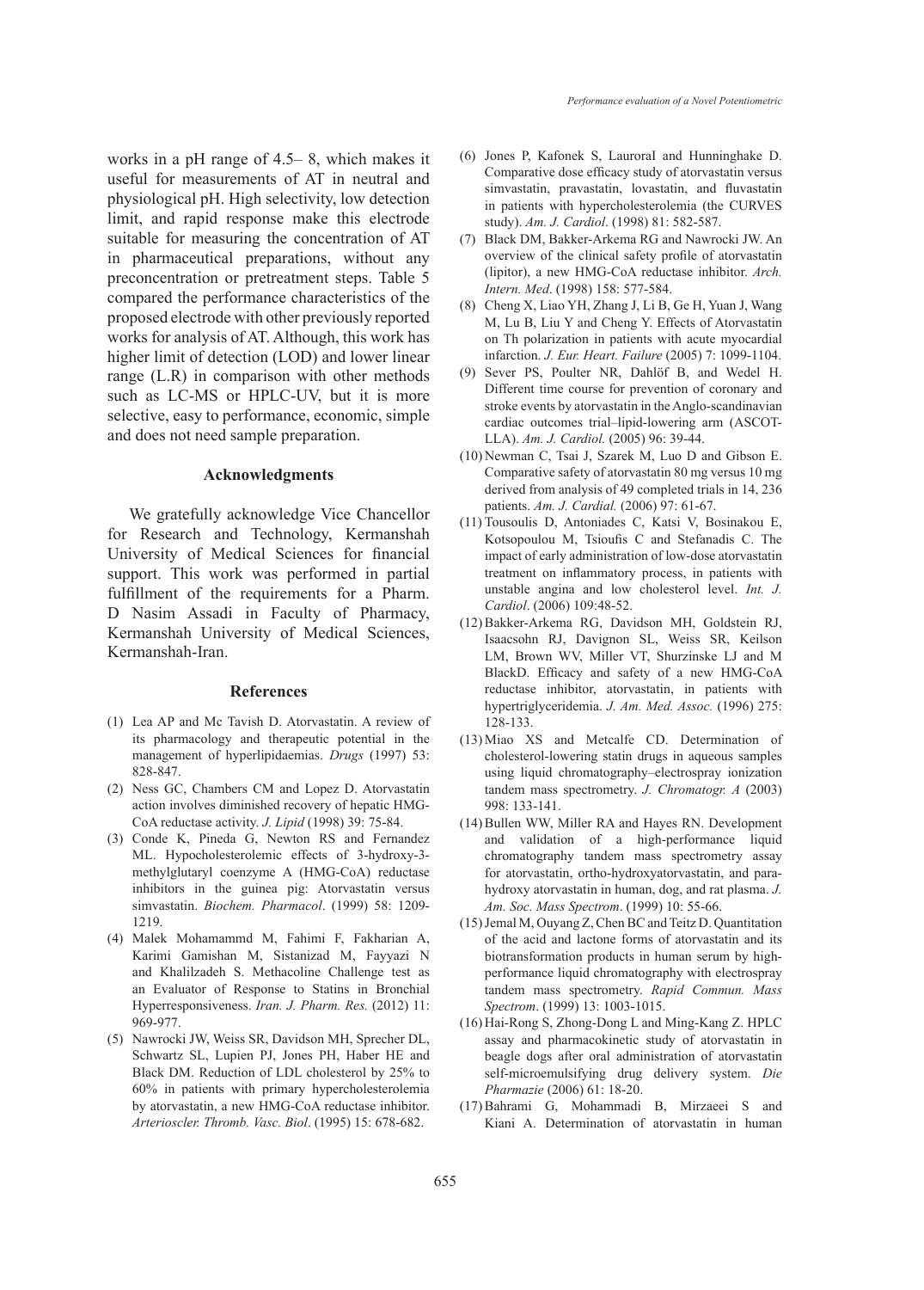works in a pH range of 4.5– 8, which makes it useful for measurements of AT in neutral and physiological pH. High selectivity, low detection limit, and rapid response make this electrode suitable for measuring the concentration of AT in pharmaceutical preparations, without any preconcentration or pretreatment steps. Table 5 compared the performance characteristics of the proposed electrode with other previously reported works for analysis of AT. Although, this work has higher limit of detection (LOD) and lower linear range (L.R) in comparison with other methods such as LC-MS or HPLC-UV, but it is more selective, easy to performance, economic, simple and does not need sample preparation.

## Acknowledgments

We gratefully acknowledge Vice Chancellor for Research and Technology, Kermanshah University of Medical Sciences for financial support. This work was performed in partial fulfillment of the requirements for a Pharm. D Nasim Assadi in Faculty of Pharmacy, Kermanshah University of Medical Sciences, Kermanshah-Iran.

## References

(1) Lea AP and Mc Tavish D. Atorvastatin. A review of its pharmacology and therapeutic potential in the management of hyperlipidaemias. *Drugs* (1997) 53: 828-847.

(2) Ness GC, Chambers CM and Lopez D. Atorvastatin action involves diminished recovery of hepatic HMG-CoA reductase activity. *J. Lipid* (1998) 39: 75-84.

(3) Conde K, Pineda G, Newton RS and Fernandez ML. Hypocholesterolemic effects of 3-hydroxy-3-methylglutaryl coenzyme A (HMG-CoA) reductase inhibitors in the guinea pig: Atorvastatin versus simvastatin. *Biochem. Pharmacol*. (1999) 58: 1209-1219.

(4) Malek Mohamammd M, Fahimi F, Fakharian A, Karimi Gamishan M, Sistanizad M, Fayyazi N and Khalilzadeh S. Methacoline Challenge test as an Evaluator of Response to Statins in Bronchial Hyperresponsiveness. *Iran. J. Pharm. Res.* (2012) 11: 969-977.

(5) Nawrocki JW, Weiss SR, Davidson MH, Sprecher DL, Schwartz SL, Lupien PJ, Jones PH, Haber HE and Black DM. Reduction of LDL cholesterol by 25% to 60% in patients with primary hypercholesterolemia by atorvastatin, a new HMG-CoA reductase inhibitor. *Arterioscler. Thromb. Vasc. Biol*. (1995) 15: 678-682.

(6) Jones P, Kafonek S, LauroraI and Hunninghake D. Comparative dose efficacy study of atorvastatin versus simvastatin, pravastatin, lovastatin, and fluvastatin in patients with hypercholesterolemia (the CURVES study). *Am. J. Cardiol*. (1998) 81: 582-587.

(7) Black DM, Bakker-Arkema RG and Nawrocki JW. An overview of the clinical safety profile of atorvastatin (lipitor), a new HMG-CoA reductase inhibitor. *Arch. Intern. Med*. (1998) 158: 577-584.

(8) Cheng X, Liao YH, Zhang J, Li B, Ge H, Yuan J, Wang M, Lu B, Liu Y and Cheng Y. Effects of Atorvastatin on Th polarization in patients with acute myocardial infarction. *J. Eur. Heart. Failure* (2005) 7: 1099-1104.

(9) Sever PS, Poulter NR, Dahlöf B, and Wedel H. Different time course for prevention of coronary and stroke events by atorvastatin in the Anglo-scandinavian cardiac outcomes trial–lipid-lowering arm (ASCOT-LLA). *Am. J. Cardiol.* (2005) 96: 39-44.

(10) Newman C, Tsai J, Szarek M, Luo D and Gibson E. Comparative safety of atorvastatin 80 mg versus 10 mg derived from analysis of 49 completed trials in 14, 236 patients. *Am. J. Cardial.* (2006) 97: 61-67.

(11) Tousoulis D, Antoniades C, Katsi V, Bosinakou E, Kotsopoulou M, Tsioufis C and Stefanadis C. The impact of early administration of low-dose atorvastatin treatment on inflammatory process, in patients with unstable angina and low cholesterol level. *Int. J. Cardiol*. (2006) 109:48-52.

(12) Bakker-Arkema RG, Davidson MH, Goldstein RJ, Isaacsohn RJ, Davignon SL, Weiss SR, Keilson LM, Brown WV, Miller VT, Shurzinske LJ and M BlackD. Efficacy and safety of a new HMG-CoA reductase inhibitor, atorvastatin, in patients with hypertriglyceridemia. *J. Am. Med. Assoc.* (1996) 275: 128-133.

(13) Miao XS and Metcalfe CD. Determination of cholesterol-lowering statin drugs in aqueous samples using liquid chromatography–electrospray ionization tandem mass spectrometry. *J. Chromatogr. A* (2003) 998: 133-141.

(14) Bullen WW, Miller RA and Hayes RN. Development and validation of a high-performance liquid chromatography tandem mass spectrometry assay for atorvastatin, ortho-hydroxyatorvastatin, and para-hydroxy atorvastatin in human, dog, and rat plasma. *J. Am. Soc. Mass Spectrom*. (1999) 10: 55-66.

(15) Jemal M, Ouyang Z, Chen BC and Teitz D. Quantitation of the acid and lactone forms of atorvastatin and its biotransformation products in human serum by high-performance liquid chromatography with electrospray tandem mass spectrometry. *Rapid Commun. Mass Spectrom*. (1999) 13: 1003-1015.

(16) Hai-Rong S, Zhong-Dong L and Ming-Kang Z. HPLC assay and pharmacokinetic study of atorvastatin in beagle dogs after oral administration of atorvastatin self-microemulsifying drug delivery system. *Die Pharmazie* (2006) 61: 18-20.

(17) Bahrami G, Mohammadi B, Mirzaeei S and Kiani A. Determination of atorvastatin in human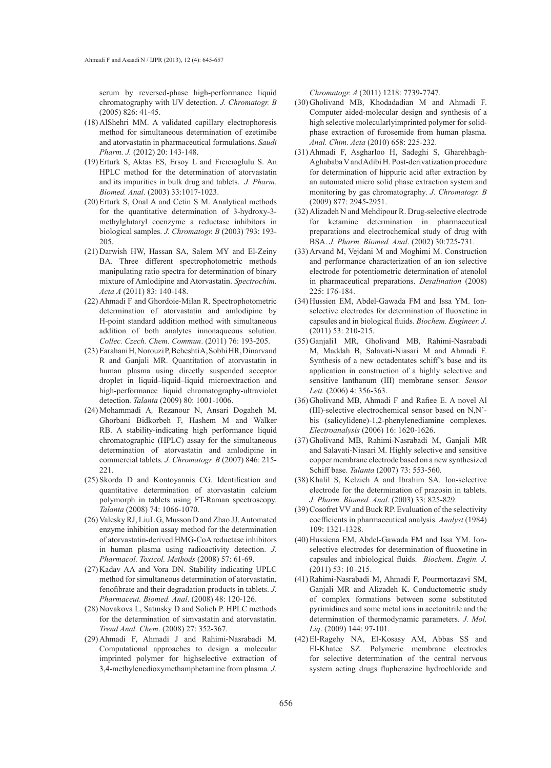serum by reversed-phase high-performance liquid chromatography with UV detection. *J. Chromatogr. B* (2005) 826: 41-45.

(18) AlShehri MM. A validated capillary electrophoresis method for simultaneous determination of ezetimibe and atorvastatin in pharmaceutical formulations. *Saudi Pharm. J.* (2012) 20: 143-148.

(19) Erturk S, Aktas ES, Ersoy L and Fıcıcıoglulu S. An HPLC method for the determination of atorvastatin and its impurities in bulk drug and tablets. *J. Pharm. Biomed. Anal*. (2003) 33:1017-1023.

(20) Erturk S, Onal A and Cetin S M. Analytical methods for the quantitative determination of 3-hydroxy-3-methylglutaryl coenzyme a reductase inhibitors in biological samples. *J. Chromatogr. B* (2003) 793: 193-205.

(21) Darwish HW, Hassan SA, Salem MY and El-Zeiny BA. Three different spectrophotometric methods manipulating ratio spectra for determination of binary mixture of Amlodipine and Atorvastatin. *Spectrochim. Acta A* (2011) 83: 140-148.

(22) Ahmadi F and Ghordoie-Milan R. Spectrophotometric determination of atorvastatin and amlodipine by H-point standard addition method with simultaneous addition of both analytes innonaqueous solution. *Collec. Czech. Chem. Commun*. (2011) 76: 193-205.

(23) Farahani H, Norouzi P, Beheshti A, Sobhi HR, Dinarvand R and Ganjali MR. Quantitation of atorvastatin in human plasma using directly suspended acceptor droplet in liquid–liquid–liquid microextraction and high-performance liquid chromatography-ultraviolet detection. *Talanta* (2009) 80: 1001-1006.

(24) Mohammadi A*,* Rezanour N, Ansari Dogaheh M, Ghorbani Bidkorbeh F, Hashem M and Walker RB. A stability-indicating high performance liquid chromatographic (HPLC) assay for the simultaneous determination of atorvastatin and amlodipine in commercial tablets. *J. Chromatogr. B* (2007) 846: 215-221.

(25) Skorda D and Kontoyannis CG. Identification and quantitative determination of atorvastatin calcium polymorph in tablets using FT-Raman spectroscopy. *Talanta* (2008) 74: 1066-1070.

(26) Valesky RJ, LiuL G, Musson D and Zhao JJ. Automated enzyme inhibition assay method for the determination of atorvastatin-derived HMG-CoA reductase inhibitors in human plasma using radioactivity detection. *J. Pharmacol. Toxicol. Methods* (2008) 57: 61-69.

(27) Kadav AA and Vora DN. Stability indicating UPLC method for simultaneous determination of atorvastatin, fenofibrate and their degradation products in tablets. *J. Pharmaceut. Biomed. Anal*. (2008) 48: 120-126.

(28) Novakova L, Satınsky D and Solich P. HPLC methods for the determination of simvastatin and atorvastatin. *Trend Anal. Chem*. (2008) 27: 352-367.

(29) Ahmadi F, Ahmadi J and Rahimi-Nasrabadi M. Computational approaches to design a molecular imprinted polymer for highselective extraction of 3,4-methylenedioxymethamphetamine from plasma. *J. Chromatogr. A* (2011) 1218: 7739-7747.

(30) Gholivand MB, Khodadadian M and Ahmadi F. Computer aided-molecular design and synthesis of a high selective molecularlyimprinted polymer for solid-phase extraction of furosemide from human plasma*. Anal. Chim. Acta* (2010) 658: 225-232.

(31) Ahmadi F, Asgharloo H, Sadeghi S, Gharehbagh-Aghababa V and Adibi H. Post-derivatization procedure for determination of hippuric acid after extraction by an automated micro solid phase extraction system and monitoring by gas chromatography. *J. Chromatogr. B* (2009) 877: 2945-2951.

(32) Alizadeh N and Mehdipour R. Drug-selective electrode for ketamine determination in pharmaceutical preparations and electrochemical study of drug with BSA. *J. Pharm. Biomed. Anal*. (2002) 30:725-731.

(33) Arvand M, Vejdani M and Moghimi M. Construction and performance characterization of an ion selective electrode for potentiometric determination of atenolol in pharmaceutical preparations. *Desalination* (2008) 225: 176-184.

(34) Hussien EM, Abdel-Gawada FM and Issa YM. Ion-selective electrodes for determination of fluoxetine in capsules and in biological fluids. *Biochem. Engineer. J*. (2011) 53: 210-215.

(35) Ganjali1 MR, Gholivand MB, Rahimi-Nasrabadi M, Maddah B, Salavati-Niasari M and Ahmadi F. Synthesis of a new octadentates schiff's base and its application in construction of a highly selective and sensitive lanthanum (III) membrane sensor*. Sensor Lett.* (2006) 4: 356-363.

(36) Gholivand MB, Ahmadi F and Rafiee E. A novel Al (III)-selective electrochemical sensor based on N,N'-bis (salicylidene)-1,2-phenylenediamine complexes*. Electroanalysis* (2006) 16: 1620-1626.

(37) Gholivand MB, Rahimi-Nasrabadi M, Ganjali MR and Salavati-Niasari M. Highly selective and sensitive copper membrane electrode based on a new synthesized Schiff base. *Talanta* (2007) 73: 553-560.

(38) Khalil S, Kelzieh A and Ibrahim SA. Ion-selective electrode for the determination of prazosin in tablets. *J. Pharm. Biomed. Anal*. (2003) 33: 825-829.

(39) Cosofret VV and Buck RP. Evaluation of the selectivity coefficients in pharmaceutical analysis. *Analyst* (1984) 109: 1321-1328.

(40) Hussiena EM, Abdel-Gawada FM and Issa YM. Ion-selective electrodes for determination of fluoxetine in capsules and inbiological fluids. *Biochem. Engin. J.* (2011) 53: 10–215.

(41) Rahimi-Nasrabadi M, Ahmadi F, Pourmortazavi SM, Ganjali MR and Alizadeh K. Conductometric study of complex formations between some substituted pyrimidines and some metal ions in acetonitrile and the determination of thermodynamic parameters*. J. Mol. Liq*. (2009) 144: 97-101.

(42) El-Ragehy NA, El-Kosasy AM, Abbas SS and El-Khatee SZ. Polymeric membrane electrodes for selective determination of the central nervous system acting drugs fluphenazine hydrochloride and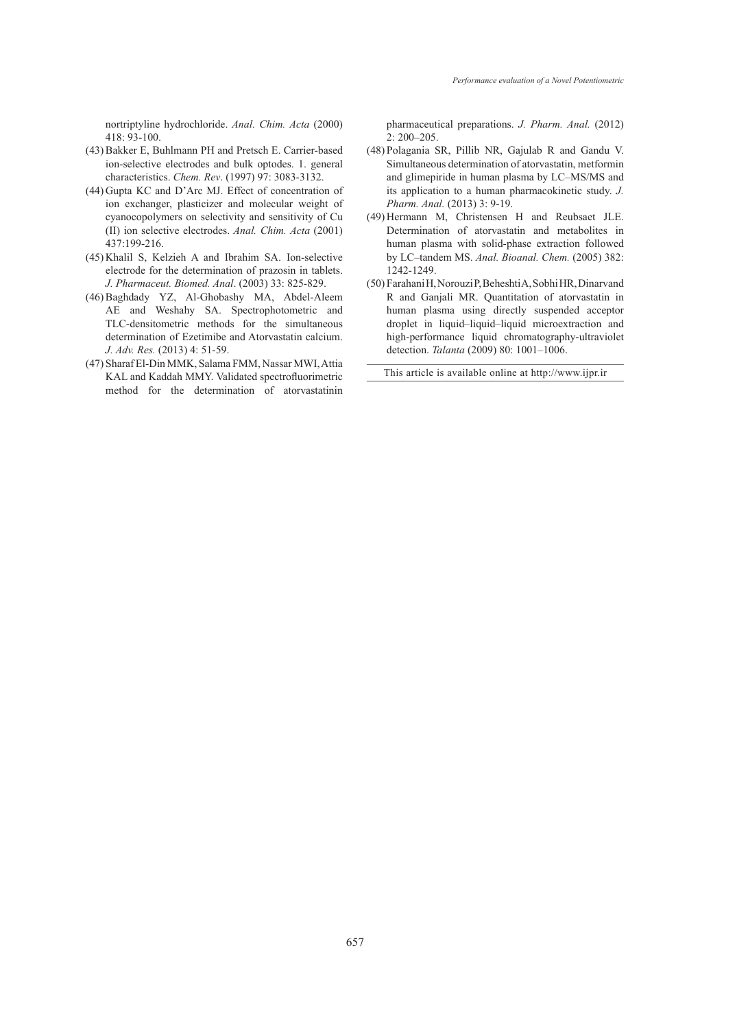nortriptyline hydrochloride. *Anal. Chim. Acta* (2000) 418: 93-100.

(43) Bakker E, Buhlmann PH and Pretsch E. Carrier-based ion-selective electrodes and bulk optodes. 1. general characteristics. *Chem. Rev*. (1997) 97: 3083-3132.

(44) Gupta KC and D'Arc MJ. Effect of concentration of ion exchanger, plasticizer and molecular weight of cyanocopolymers on selectivity and sensitivity of Cu (II) ion selective electrodes. *Anal. Chim. Acta* (2001) 437:199-216.

(45) Khalil S, Kelzieh A and Ibrahim SA. Ion-selective electrode for the determination of prazosin in tablets. *J. Pharmaceut. Biomed. Anal*. (2003) 33: 825-829.

(46) Baghdady YZ, Al-Ghobashy MA, Abdel-Aleem AE and Weshahy SA. Spectrophotometric and TLC-densitometric methods for the simultaneous determination of Ezetimibe and Atorvastatin calcium. *J. Adv. Res.* (2013) 4: 51-59.

(47) Sharaf El-Din MMK, Salama FMM, Nassar MWI, Attia KAL and Kaddah MMY. Validated spectrofluorimetric method for the determination of atorvastatinin pharmaceutical preparations. *J. Pharm. Anal.* (2012) 2: 200–205.

(48) Polagania SR, Pillib NR, Gajulab R and Gandu V. Simultaneous determination of atorvastatin, metformin and glimepiride in human plasma by LC–MS/MS and its application to a human pharmacokinetic study. *J. Pharm. Anal.* (2013) 3: 9-19.

(49) Hermann M, Christensen H and Reubsaet JLE. Determination of atorvastatin and metabolites in human plasma with solid-phase extraction followed by LC–tandem MS. *Anal. Bioanal. Chem.* (2005) 382: 1242-1249.

(50) Farahani H, Norouzi P, Beheshti A, Sobhi HR, Dinarvand R and Ganjali MR. Quantitation of atorvastatin in human plasma using directly suspended acceptor droplet in liquid–liquid–liquid microextraction and high-performance liquid chromatography-ultraviolet detection. *Talanta* (2009) 80: 1001–1006.

This article is available online at http://www.ijpr.ir